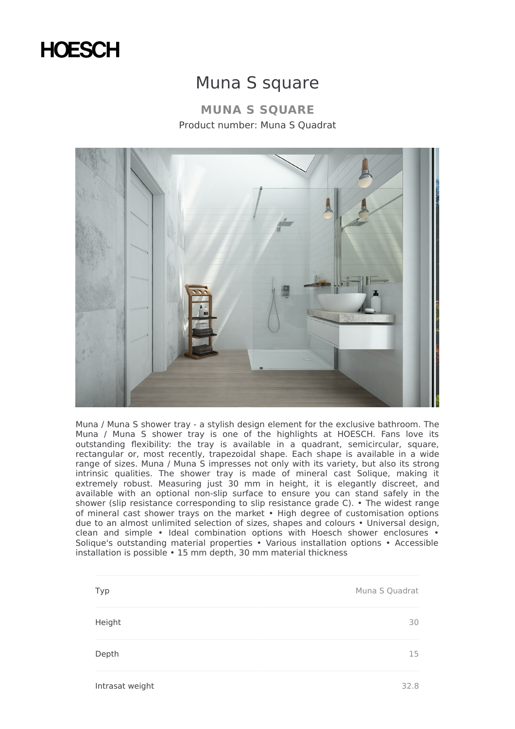HOESCH

# Muna S square

## MUNA S SQUARE

Product number: Muna S Quadrat

Muna / Muna S shower tray - a stylish design element for the exclusive bathroom. The Muna / Muna S shower tray is one of the highlights at HOESCH. Fans love its outstanding flexibility: the tray is available in a quadrant, semicircular, square, rectangular or, most recently, trapezoidal shape. Each shape is available in a wide range of sizes. Muna / Muna S impresses not only with its variety, but also its strong intrinsic qualities. The shower tray is made of mineral cast Solique, making it extremely robust. Measuring just 30 mm in height, it is elegantly discreet, and available with an optional non-slip surface to ensure you can stand safely in the shower (slip resistance corresponding to slip resistance grade C). • The widest range of mineral cast shower trays on the market • High degree of customisation options due to an almost unlimited selection of sizes, shapes and colours • Universal design, clean and simple • Ideal combination options with Hoesch shower enclosures • Solique's outstanding material properties • Various installation options • Accessible installation is possible • 15 mm depth, 30 mm material thickness

| | |
|---|---|
| Typ | Muna S Quadrat |
| Height | 30 |
| Depth | 15 |
| Intrasat weight | 32.8 |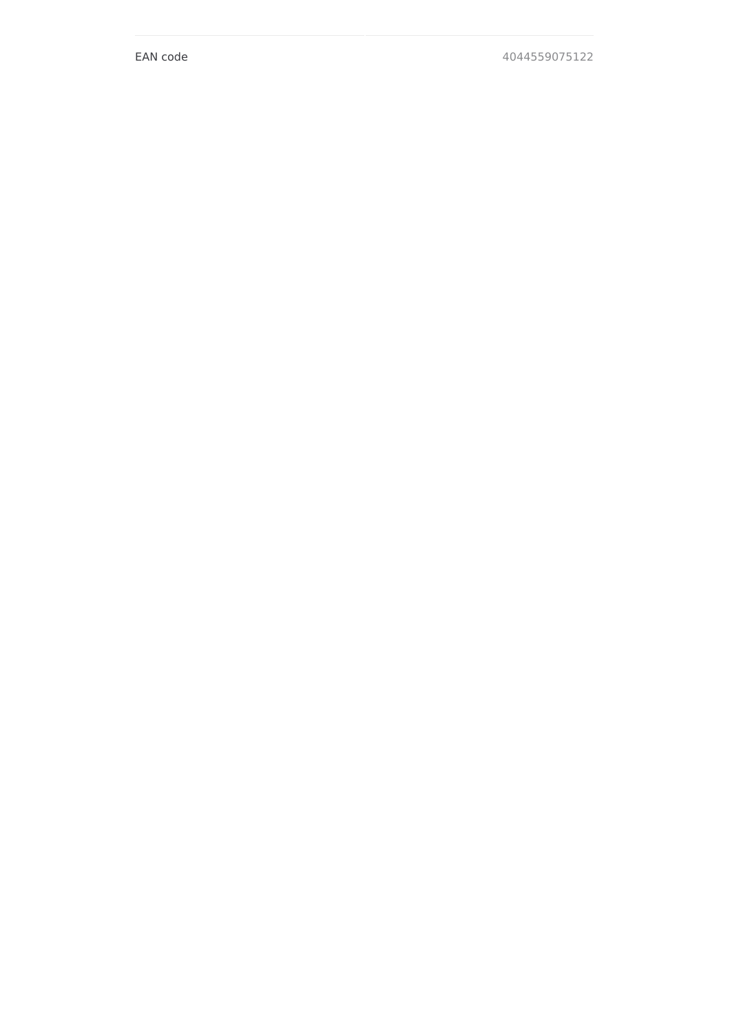| | |
|---|---|
| EAN code | 4044559075122 |